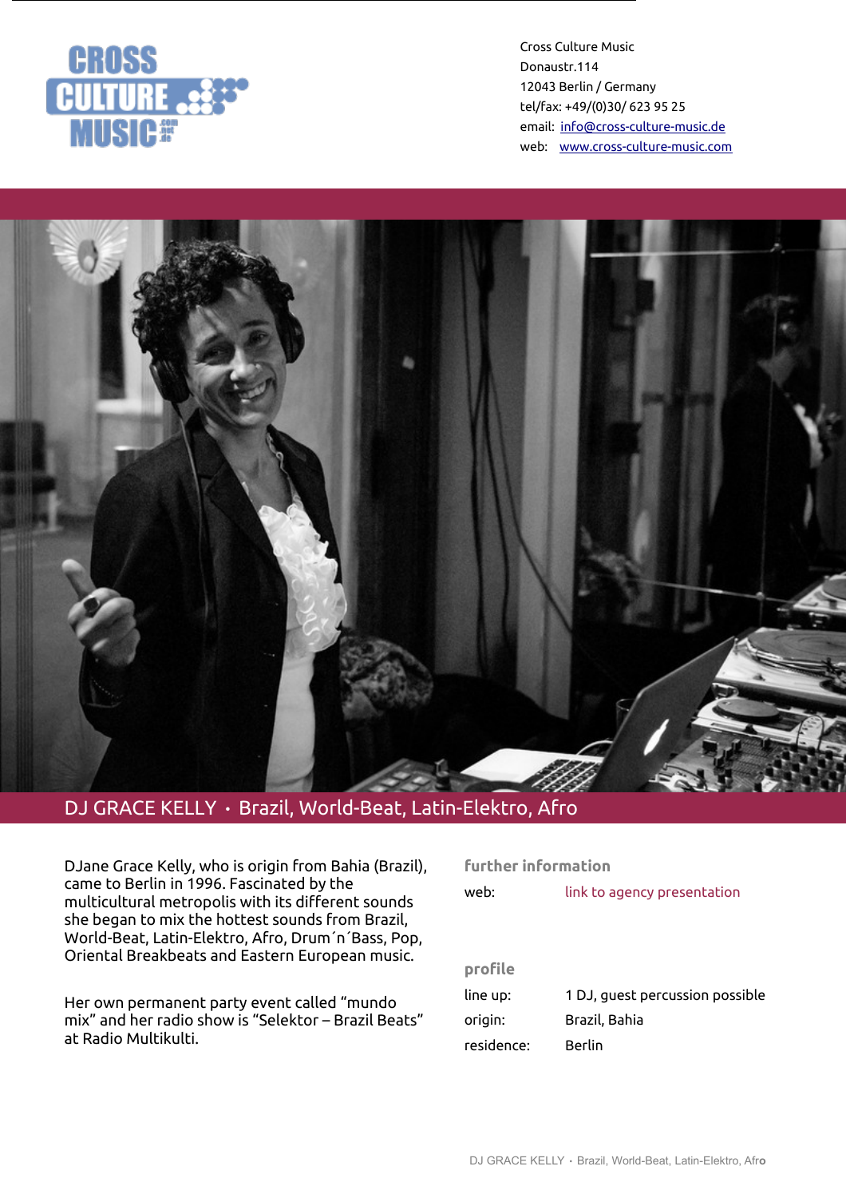Cross Culture Music
Donaustr.114
12043 Berlin / Germany
tel/fax: +49/(0)30/ 623 95 25
email: info@cross-culture-music.de
web: www.cross-culture-music.com

# DJ GRACE KELLY • Brazil, World-Beat, Latin-Elektro, Afro

DJane Grace Kelly, who is origin from Bahia (Brazil), came to Berlin in 1996. Fascinated by the multicultural metropolis with its different sounds she began to mix the hottest sounds from Brazil, World-Beat, Latin-Elektro, Afro, Drum´n´Bass, Pop, Oriental Breakbeats and Eastern European music.

Her own permanent party event called "mundo mix" and her radio show is "Selektor – Brazil Beats" at Radio Multikulti.

## further information

web: link to agency presentation

## profile

line up: 1 DJ, guest percussion possible
origin: Brazil, Bahia
residence: Berlin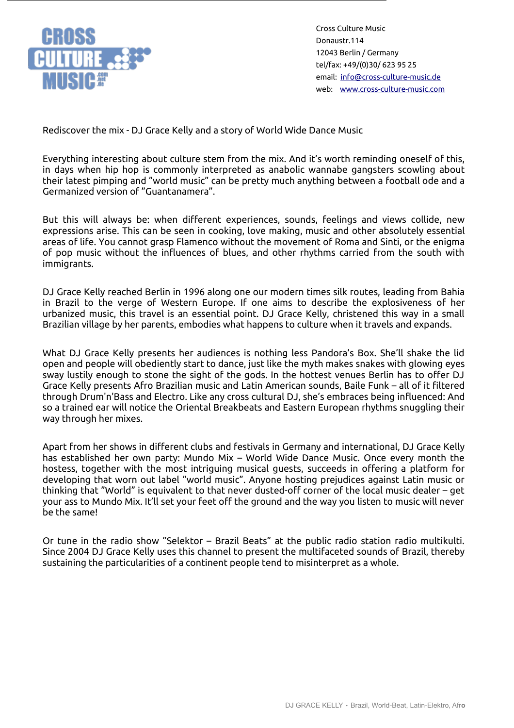Cross Culture Music
Donaustr.114
12043 Berlin / Germany
tel/fax: +49/(0)30/ 623 95 25
email: [info@cross-culture-music.de](mailto:info@cross-culture-music.de)
web: [www.cross-culture-music.com](http://www.cross-culture-music.com)

Rediscover the mix - DJ Grace Kelly and a story of World Wide Dance Music

Everything interesting about culture stem from the mix. And it's worth reminding oneself of this, in days when hip hop is commonly interpreted as anabolic wannabe gangsters scowling about their latest pimping and "world music" can be pretty much anything between a football ode and a Germanized version of "Guantanamera".

But this will always be: when different experiences, sounds, feelings and views collide, new expressions arise. This can be seen in cooking, love making, music and other absolutely essential areas of life. You cannot grasp Flamenco without the movement of Roma and Sinti, or the enigma of pop music without the influences of blues, and other rhythms carried from the south with immigrants.

DJ Grace Kelly reached Berlin in 1996 along one our modern times silk routes, leading from Bahia in Brazil to the verge of Western Europe. If one aims to describe the explosiveness of her urbanized music, this travel is an essential point. DJ Grace Kelly, christened this way in a small Brazilian village by her parents, embodies what happens to culture when it travels and expands.

What DJ Grace Kelly presents her audiences is nothing less Pandora's Box. She'll shake the lid open and people will obediently start to dance, just like the myth makes snakes with glowing eyes sway lustily enough to stone the sight of the gods. In the hottest venues Berlin has to offer DJ Grace Kelly presents Afro Brazilian music and Latin American sounds, Baile Funk – all of it filtered through Drum'n'Bass and Electro. Like any cross cultural DJ, she's embraces being influenced: And so a trained ear will notice the Oriental Breakbeats and Eastern European rhythms snuggling their way through her mixes.

Apart from her shows in different clubs and festivals in Germany and international, DJ Grace Kelly has established her own party: Mundo Mix – World Wide Dance Music. Once every month the hostess, together with the most intriguing musical guests, succeeds in offering a platform for developing that worn out label "world music". Anyone hosting prejudices against Latin music or thinking that "World" is equivalent to that never dusted-off corner of the local music dealer – get your ass to Mundo Mix. It'll set your feet off the ground and the way you listen to music will never be the same!

Or tune in the radio show "Selektor – Brazil Beats" at the public radio station radio multikulti. Since 2004 DJ Grace Kelly uses this channel to present the multifaceted sounds of Brazil, thereby sustaining the particularities of a continent people tend to misinterpret as a whole.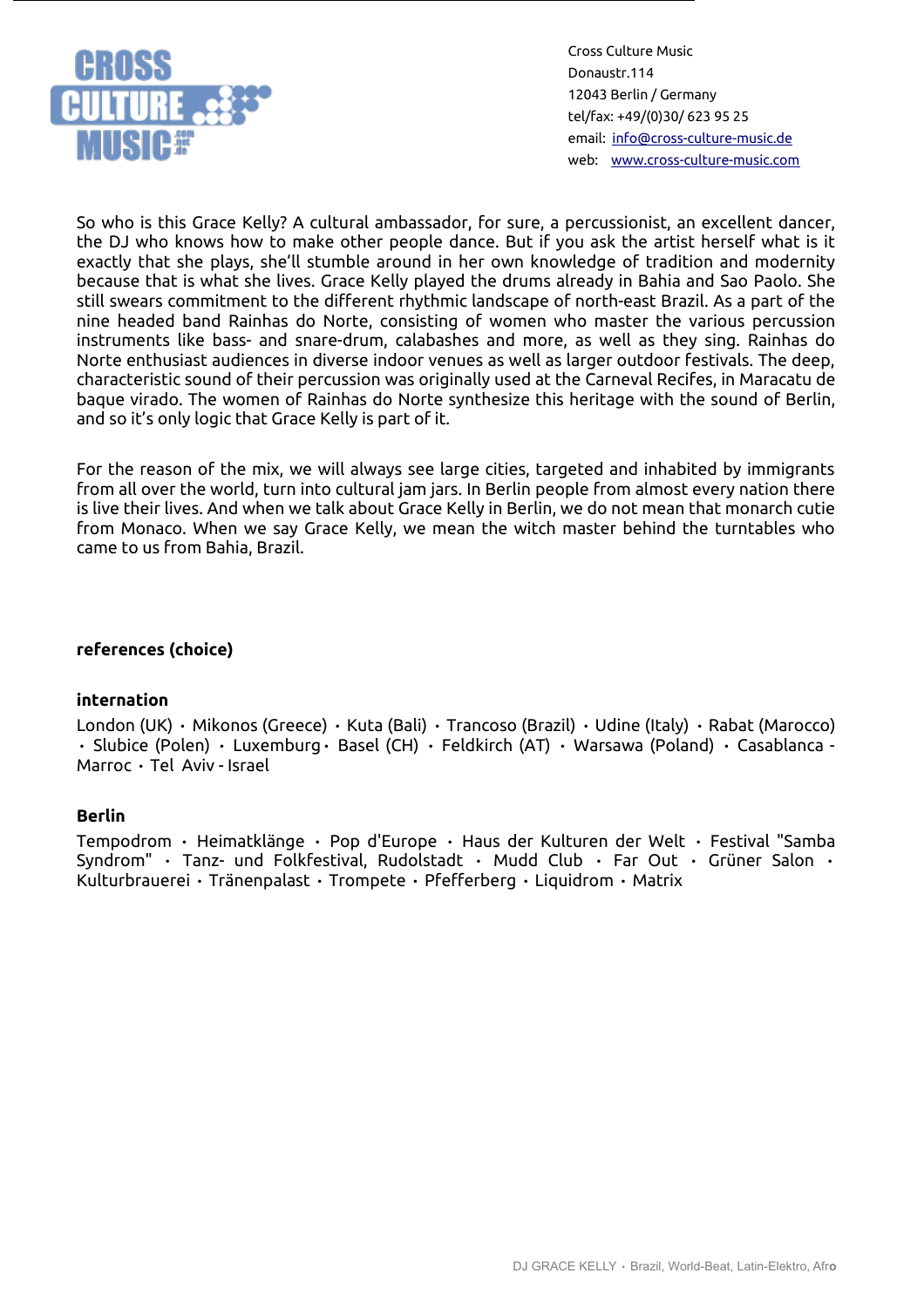Cross Culture Music
Donaustr.114
12043 Berlin / Germany
tel/fax: +49/(0)30/ 623 95 25
email: info@cross-culture-music.de
web: www.cross-culture-music.com

So who is this Grace Kelly? A cultural ambassador, for sure, a percussionist, an excellent dancer, the DJ who knows how to make other people dance. But if you ask the artist herself what is it exactly that she plays, she'll stumble around in her own knowledge of tradition and modernity because that is what she lives. Grace Kelly played the drums already in Bahia and Sao Paolo. She still swears commitment to the different rhythmic landscape of north-east Brazil. As a part of the nine headed band Rainhas do Norte, consisting of women who master the various percussion instruments like bass- and snare-drum, calabashes and more, as well as they sing. Rainhas do Norte enthusiast audiences in diverse indoor venues as well as larger outdoor festivals. The deep, characteristic sound of their percussion was originally used at the Carneval Recifes, in Maracatu de baque virado. The women of Rainhas do Norte synthesize this heritage with the sound of Berlin, and so it's only logic that Grace Kelly is part of it.

For the reason of the mix, we will always see large cities, targeted and inhabited by immigrants from all over the world, turn into cultural jam jars. In Berlin people from almost every nation there is live their lives. And when we talk about Grace Kelly in Berlin, we do not mean that monarch cutie from Monaco. When we say Grace Kelly, we mean the witch master behind the turntables who came to us from Bahia, Brazil.

**references (choice)**

**internation**

London (UK) • Mikonos (Greece) • Kuta (Bali) • Trancoso (Brazil) • Udine (Italy) • Rabat (Marocco) • Slubice (Polen) • Luxemburg • Basel (CH) • Feldkirch (AT) • Warsawa (Poland) • Casablanca - Marroc • Tel Aviv - Israel

**Berlin**

Tempodrom • Heimatklänge • Pop d'Europe • Haus der Kulturen der Welt • Festival "Samba Syndrom" • Tanz- und Folkfestival, Rudolstadt • Mudd Club • Far Out • Grüner Salon • Kulturbrauerei • Tränenpalast • Trompete • Pfefferberg • Liquidrom • Matrix